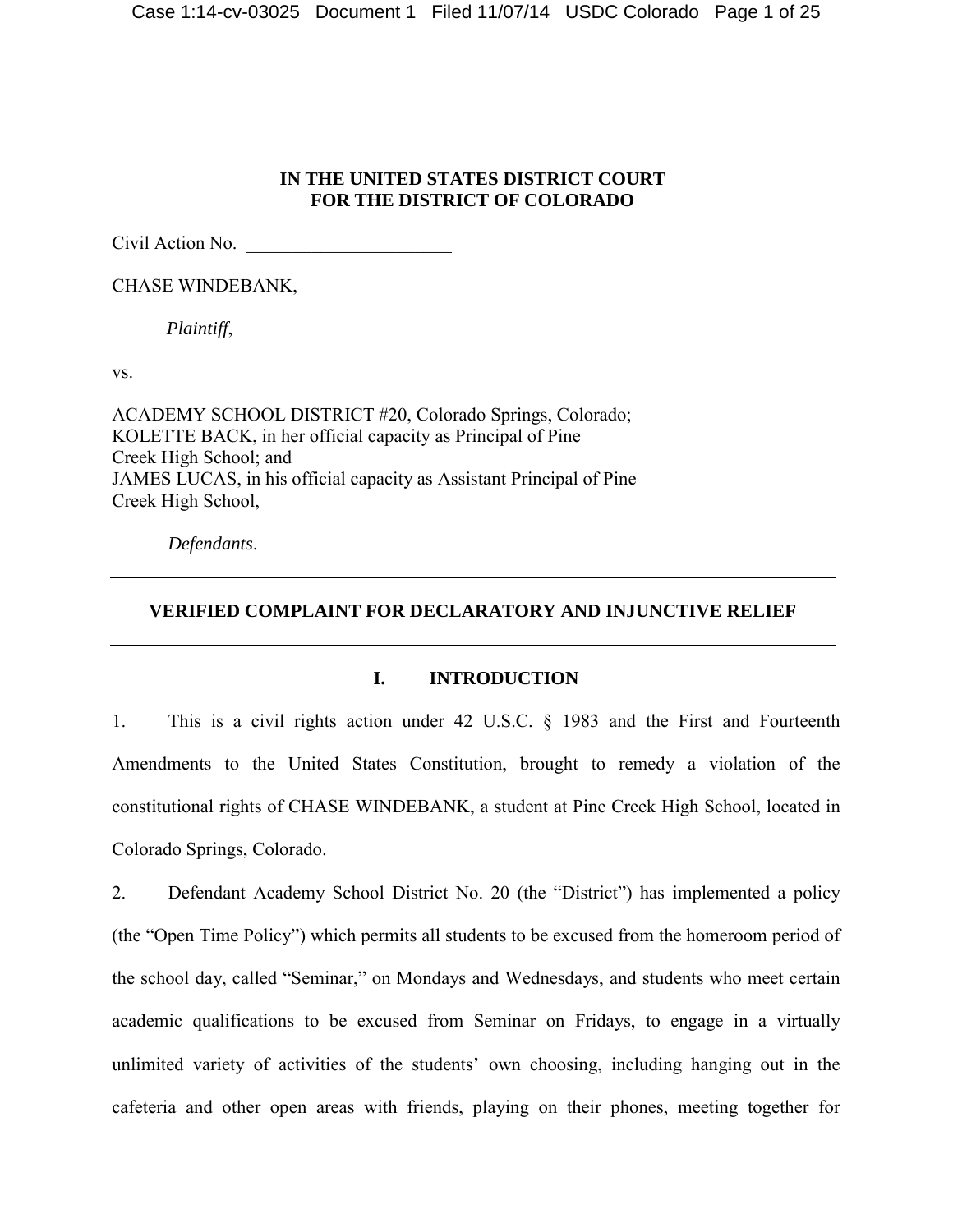**IN THE UNITED STATES DISTRICT COURT**
**FOR THE DISTRICT OF COLORADO**

Civil Action No. ______________________

CHASE WINDEBANK,

*Plaintiff*,

vs.

ACADEMY SCHOOL DISTRICT #20, Colorado Springs, Colorado;
KOLETTE BACK, in her official capacity as Principal of Pine Creek High School; and
JAMES LUCAS, in his official capacity as Assistant Principal of Pine Creek High School,

*Defendants*.

---

**VERIFIED COMPLAINT FOR DECLARATORY AND INJUNCTIVE RELIEF**

---

## I. INTRODUCTION

1. This is a civil rights action under 42 U.S.C. § 1983 and the First and Fourteenth Amendments to the United States Constitution, brought to remedy a violation of the constitutional rights of CHASE WINDEBANK, a student at Pine Creek High School, located in Colorado Springs, Colorado.

2. Defendant Academy School District No. 20 (the "District") has implemented a policy (the "Open Time Policy") which permits all students to be excused from the homeroom period of the school day, called "Seminar," on Mondays and Wednesdays, and students who meet certain academic qualifications to be excused from Seminar on Fridays, to engage in a virtually unlimited variety of activities of the students' own choosing, including hanging out in the cafeteria and other open areas with friends, playing on their phones, meeting together for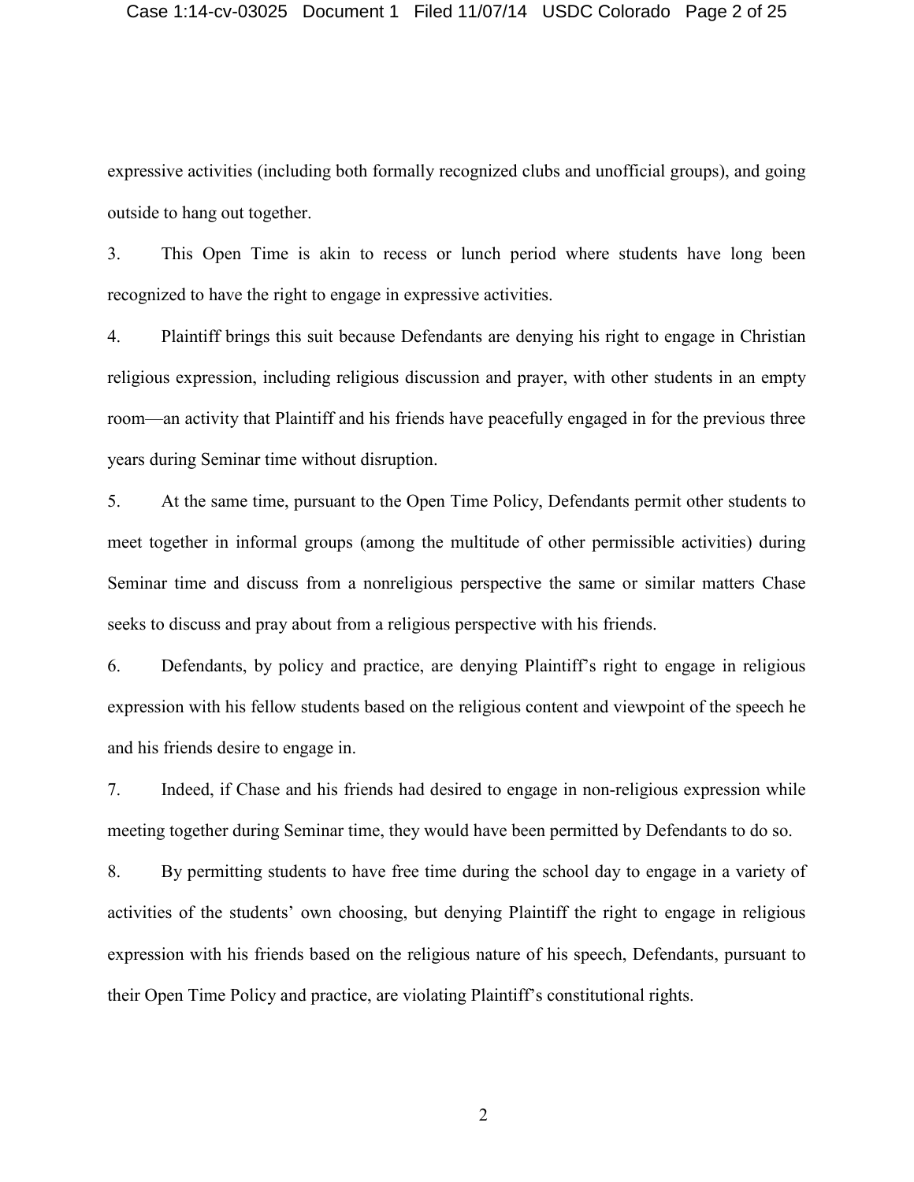expressive activities (including both formally recognized clubs and unofficial groups), and going outside to hang out together.

3. This Open Time is akin to recess or lunch period where students have long been recognized to have the right to engage in expressive activities.

4. Plaintiff brings this suit because Defendants are denying his right to engage in Christian religious expression, including religious discussion and prayer, with other students in an empty room—an activity that Plaintiff and his friends have peacefully engaged in for the previous three years during Seminar time without disruption.

5. At the same time, pursuant to the Open Time Policy, Defendants permit other students to meet together in informal groups (among the multitude of other permissible activities) during Seminar time and discuss from a nonreligious perspective the same or similar matters Chase seeks to discuss and pray about from a religious perspective with his friends.

6. Defendants, by policy and practice, are denying Plaintiff's right to engage in religious expression with his fellow students based on the religious content and viewpoint of the speech he and his friends desire to engage in.

7. Indeed, if Chase and his friends had desired to engage in non-religious expression while meeting together during Seminar time, they would have been permitted by Defendants to do so.

8. By permitting students to have free time during the school day to engage in a variety of activities of the students' own choosing, but denying Plaintiff the right to engage in religious expression with his friends based on the religious nature of his speech, Defendants, pursuant to their Open Time Policy and practice, are violating Plaintiff's constitutional rights.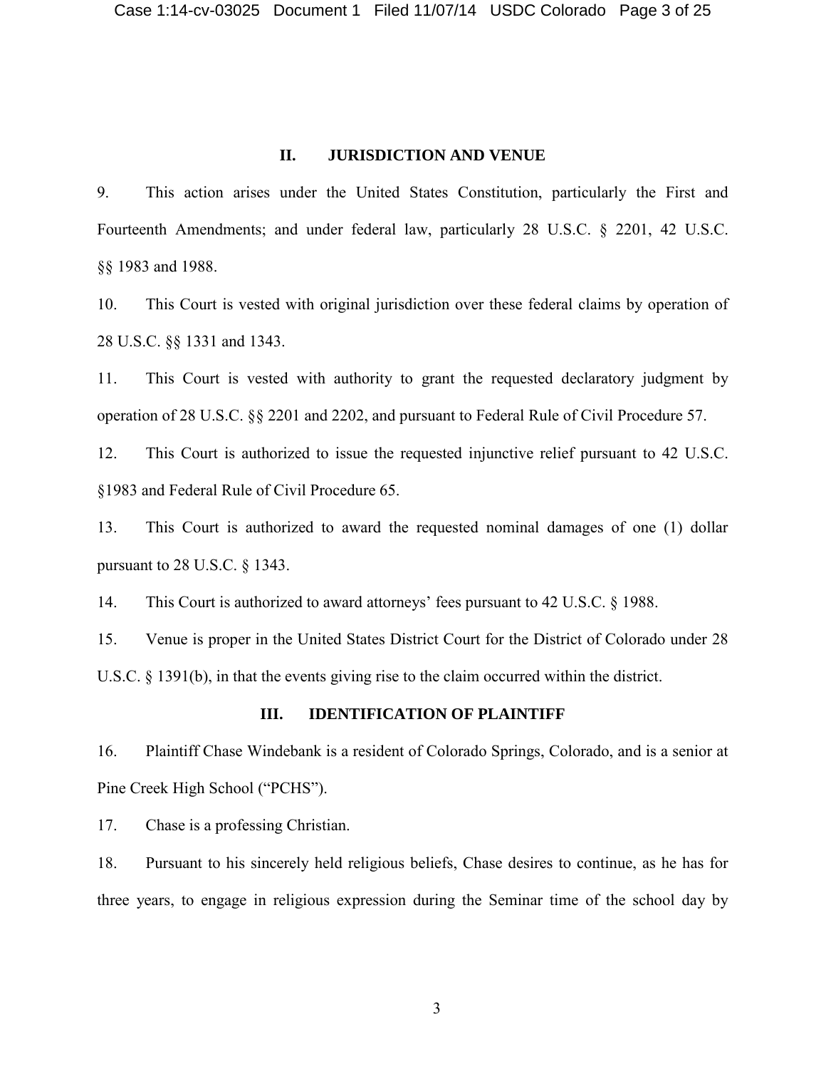## II. JURISDICTION AND VENUE

9. This action arises under the United States Constitution, particularly the First and Fourteenth Amendments; and under federal law, particularly 28 U.S.C. § 2201, 42 U.S.C. §§ 1983 and 1988.

10. This Court is vested with original jurisdiction over these federal claims by operation of 28 U.S.C. §§ 1331 and 1343.

11. This Court is vested with authority to grant the requested declaratory judgment by operation of 28 U.S.C. §§ 2201 and 2202, and pursuant to Federal Rule of Civil Procedure 57.

12. This Court is authorized to issue the requested injunctive relief pursuant to 42 U.S.C. §1983 and Federal Rule of Civil Procedure 65.

13. This Court is authorized to award the requested nominal damages of one (1) dollar pursuant to 28 U.S.C. § 1343.

14. This Court is authorized to award attorneys' fees pursuant to 42 U.S.C. § 1988.

15. Venue is proper in the United States District Court for the District of Colorado under 28 U.S.C. § 1391(b), in that the events giving rise to the claim occurred within the district.

## III. IDENTIFICATION OF PLAINTIFF

16. Plaintiff Chase Windebank is a resident of Colorado Springs, Colorado, and is a senior at Pine Creek High School ("PCHS").

17. Chase is a professing Christian.

18. Pursuant to his sincerely held religious beliefs, Chase desires to continue, as he has for three years, to engage in religious expression during the Seminar time of the school day by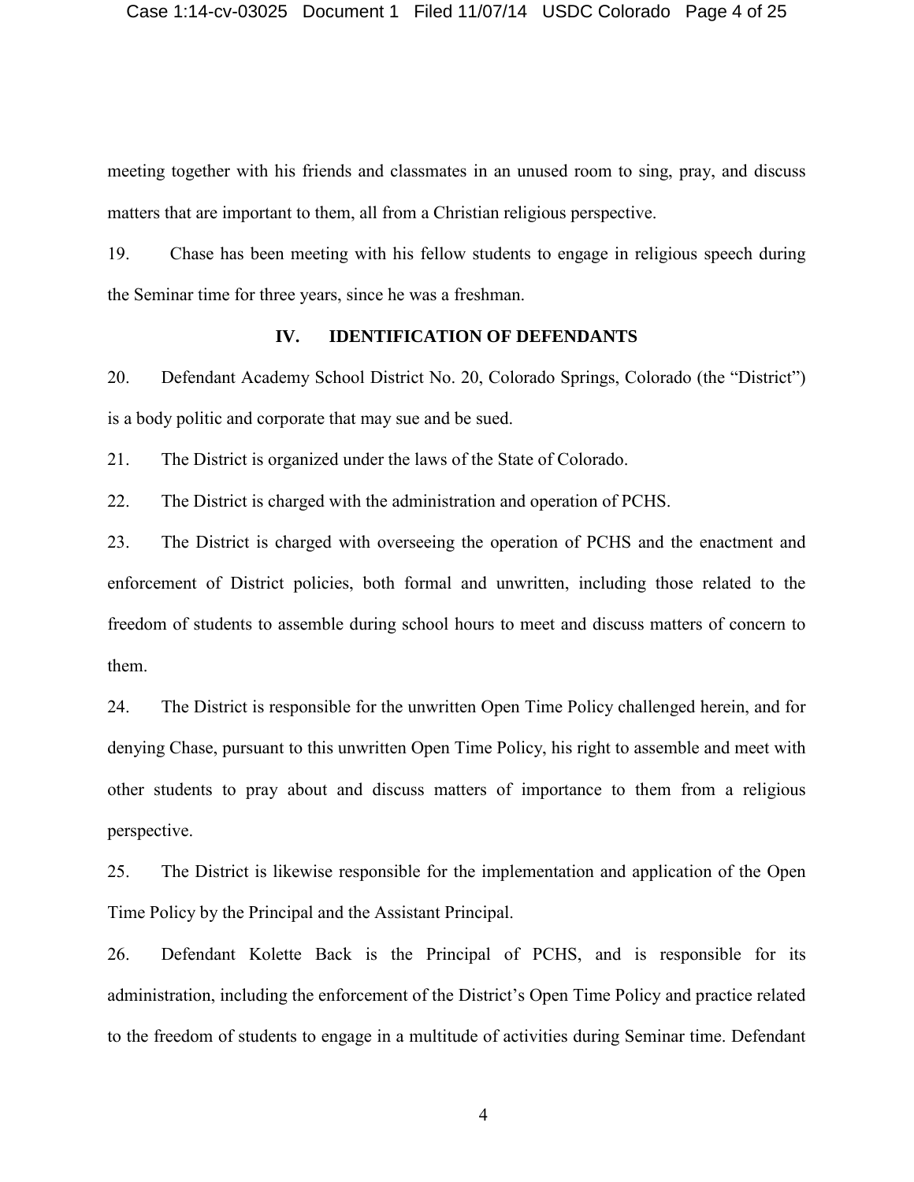meeting together with his friends and classmates in an unused room to sing, pray, and discuss matters that are important to them, all from a Christian religious perspective.

19. Chase has been meeting with his fellow students to engage in religious speech during the Seminar time for three years, since he was a freshman.

## IV. IDENTIFICATION OF DEFENDANTS

20. Defendant Academy School District No. 20, Colorado Springs, Colorado (the "District") is a body politic and corporate that may sue and be sued.

21. The District is organized under the laws of the State of Colorado.

22. The District is charged with the administration and operation of PCHS.

23. The District is charged with overseeing the operation of PCHS and the enactment and enforcement of District policies, both formal and unwritten, including those related to the freedom of students to assemble during school hours to meet and discuss matters of concern to them.

24. The District is responsible for the unwritten Open Time Policy challenged herein, and for denying Chase, pursuant to this unwritten Open Time Policy, his right to assemble and meet with other students to pray about and discuss matters of importance to them from a religious perspective.

25. The District is likewise responsible for the implementation and application of the Open Time Policy by the Principal and the Assistant Principal.

26. Defendant Kolette Back is the Principal of PCHS, and is responsible for its administration, including the enforcement of the District's Open Time Policy and practice related to the freedom of students to engage in a multitude of activities during Seminar time. Defendant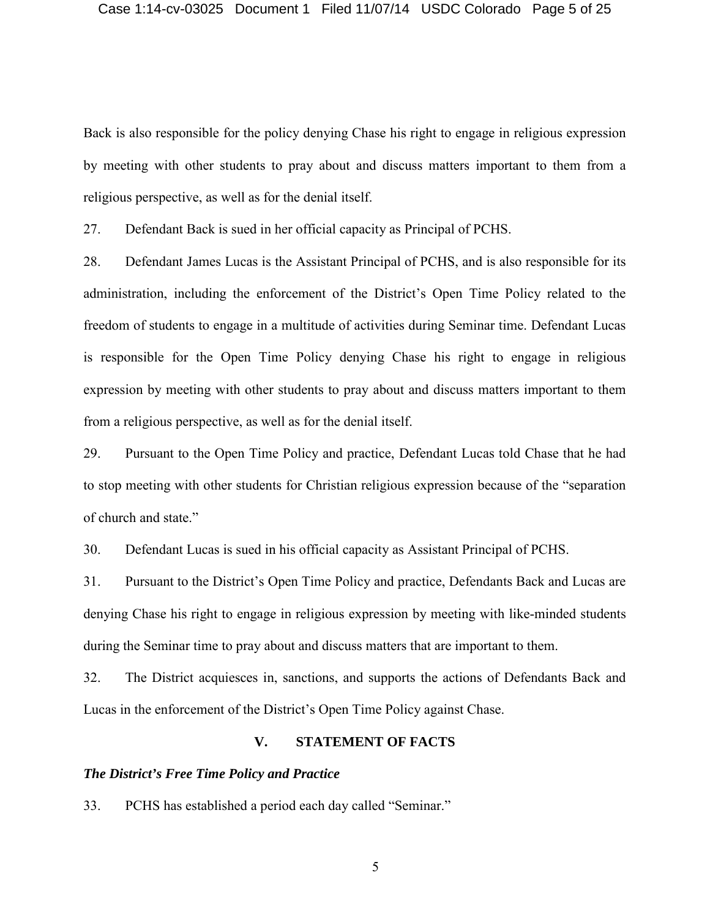Back is also responsible for the policy denying Chase his right to engage in religious expression by meeting with other students to pray about and discuss matters important to them from a religious perspective, as well as for the denial itself.

27. Defendant Back is sued in her official capacity as Principal of PCHS.

28. Defendant James Lucas is the Assistant Principal of PCHS, and is also responsible for its administration, including the enforcement of the District's Open Time Policy related to the freedom of students to engage in a multitude of activities during Seminar time. Defendant Lucas is responsible for the Open Time Policy denying Chase his right to engage in religious expression by meeting with other students to pray about and discuss matters important to them from a religious perspective, as well as for the denial itself.

29. Pursuant to the Open Time Policy and practice, Defendant Lucas told Chase that he had to stop meeting with other students for Christian religious expression because of the "separation of church and state."

30. Defendant Lucas is sued in his official capacity as Assistant Principal of PCHS.

31. Pursuant to the District's Open Time Policy and practice, Defendants Back and Lucas are denying Chase his right to engage in religious expression by meeting with like-minded students during the Seminar time to pray about and discuss matters that are important to them.

32. The District acquiesces in, sanctions, and supports the actions of Defendants Back and Lucas in the enforcement of the District's Open Time Policy against Chase.

## V. STATEMENT OF FACTS

### *The District's Free Time Policy and Practice*

33. PCHS has established a period each day called "Seminar."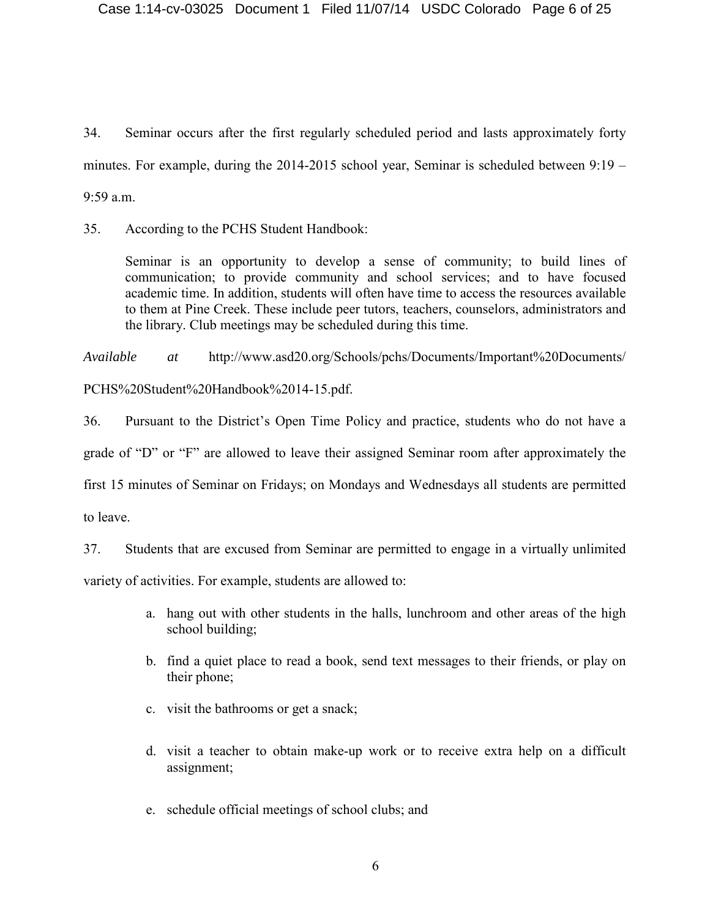34. Seminar occurs after the first regularly scheduled period and lasts approximately forty minutes. For example, during the 2014-2015 school year, Seminar is scheduled between 9:19 – 9:59 a.m.

35. According to the PCHS Student Handbook:

> Seminar is an opportunity to develop a sense of community; to build lines of communication; to provide community and school services; and to have focused academic time. In addition, students will often have time to access the resources available to them at Pine Creek. These include peer tutors, teachers, counselors, administrators and the library. Club meetings may be scheduled during this time.

*Available at* http://www.asd20.org/Schools/pchs/Documents/Important%20Documents/PCHS%20Student%20Handbook%2014-15.pdf.

36. Pursuant to the District's Open Time Policy and practice, students who do not have a grade of "D" or "F" are allowed to leave their assigned Seminar room after approximately the first 15 minutes of Seminar on Fridays; on Mondays and Wednesdays all students are permitted to leave.

37. Students that are excused from Seminar are permitted to engage in a virtually unlimited variety of activities. For example, students are allowed to:

a. hang out with other students in the halls, lunchroom and other areas of the high school building;

b. find a quiet place to read a book, send text messages to their friends, or play on their phone;

c. visit the bathrooms or get a snack;

d. visit a teacher to obtain make-up work or to receive extra help on a difficult assignment;

e. schedule official meetings of school clubs; and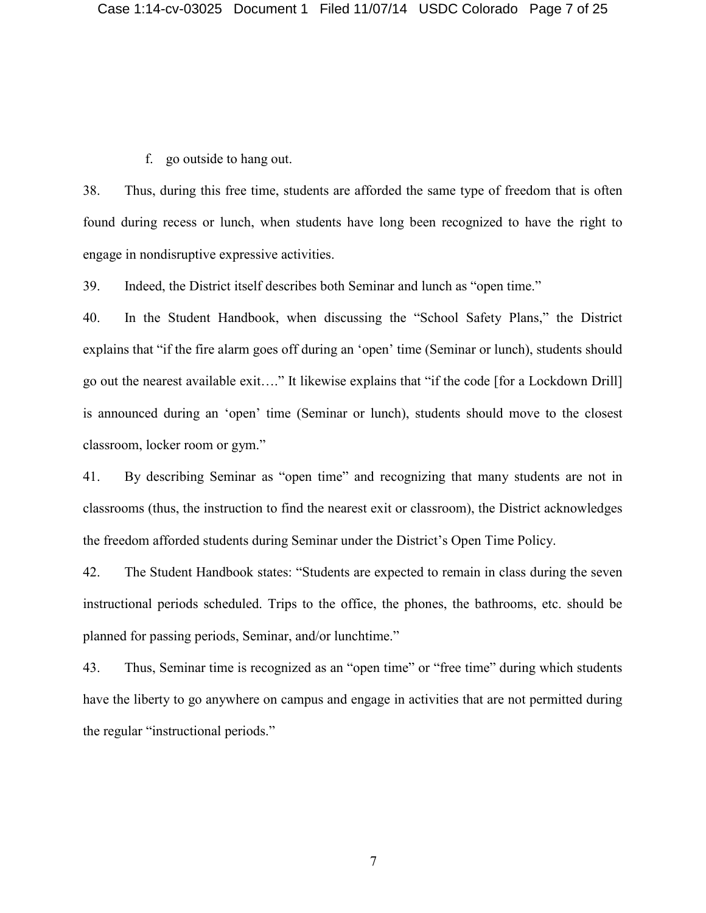f. go outside to hang out.

38. Thus, during this free time, students are afforded the same type of freedom that is often found during recess or lunch, when students have long been recognized to have the right to engage in nondisruptive expressive activities.

39. Indeed, the District itself describes both Seminar and lunch as "open time."

40. In the Student Handbook, when discussing the "School Safety Plans," the District explains that "if the fire alarm goes off during an 'open' time (Seminar or lunch), students should go out the nearest available exit…." It likewise explains that "if the code [for a Lockdown Drill] is announced during an 'open' time (Seminar or lunch), students should move to the closest classroom, locker room or gym."

41. By describing Seminar as "open time" and recognizing that many students are not in classrooms (thus, the instruction to find the nearest exit or classroom), the District acknowledges the freedom afforded students during Seminar under the District's Open Time Policy.

42. The Student Handbook states: "Students are expected to remain in class during the seven instructional periods scheduled. Trips to the office, the phones, the bathrooms, etc. should be planned for passing periods, Seminar, and/or lunchtime."

43. Thus, Seminar time is recognized as an "open time" or "free time" during which students have the liberty to go anywhere on campus and engage in activities that are not permitted during the regular "instructional periods."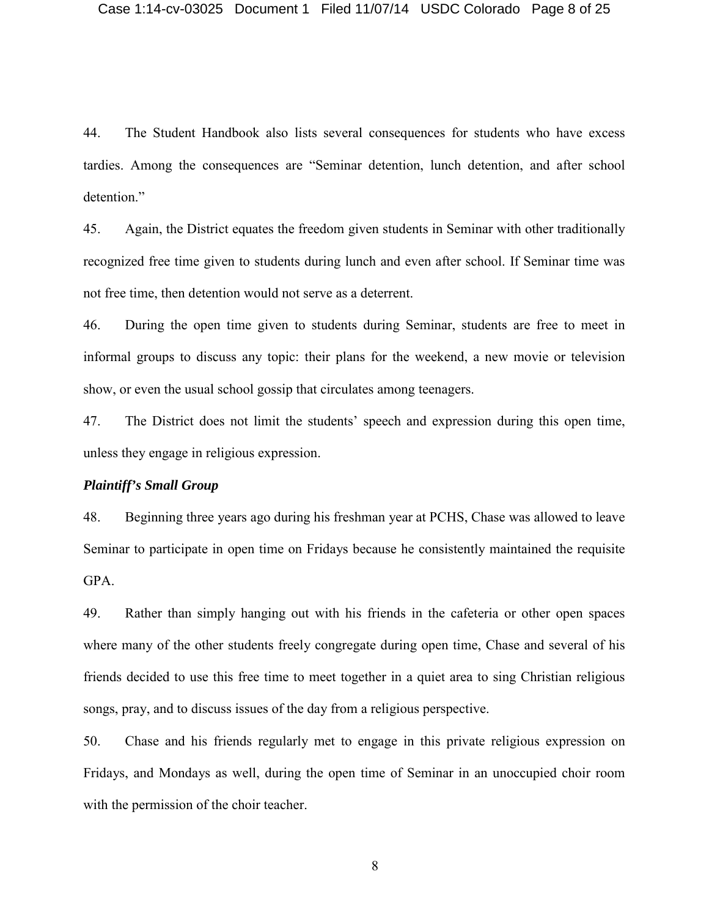44. The Student Handbook also lists several consequences for students who have excess tardies. Among the consequences are "Seminar detention, lunch detention, and after school detention."

45. Again, the District equates the freedom given students in Seminar with other traditionally recognized free time given to students during lunch and even after school. If Seminar time was not free time, then detention would not serve as a deterrent.

46. During the open time given to students during Seminar, students are free to meet in informal groups to discuss any topic: their plans for the weekend, a new movie or television show, or even the usual school gossip that circulates among teenagers.

47. The District does not limit the students' speech and expression during this open time, unless they engage in religious expression.

***Plaintiff's Small Group***

48. Beginning three years ago during his freshman year at PCHS, Chase was allowed to leave Seminar to participate in open time on Fridays because he consistently maintained the requisite GPA.

49. Rather than simply hanging out with his friends in the cafeteria or other open spaces where many of the other students freely congregate during open time, Chase and several of his friends decided to use this free time to meet together in a quiet area to sing Christian religious songs, pray, and to discuss issues of the day from a religious perspective.

50. Chase and his friends regularly met to engage in this private religious expression on Fridays, and Mondays as well, during the open time of Seminar in an unoccupied choir room with the permission of the choir teacher.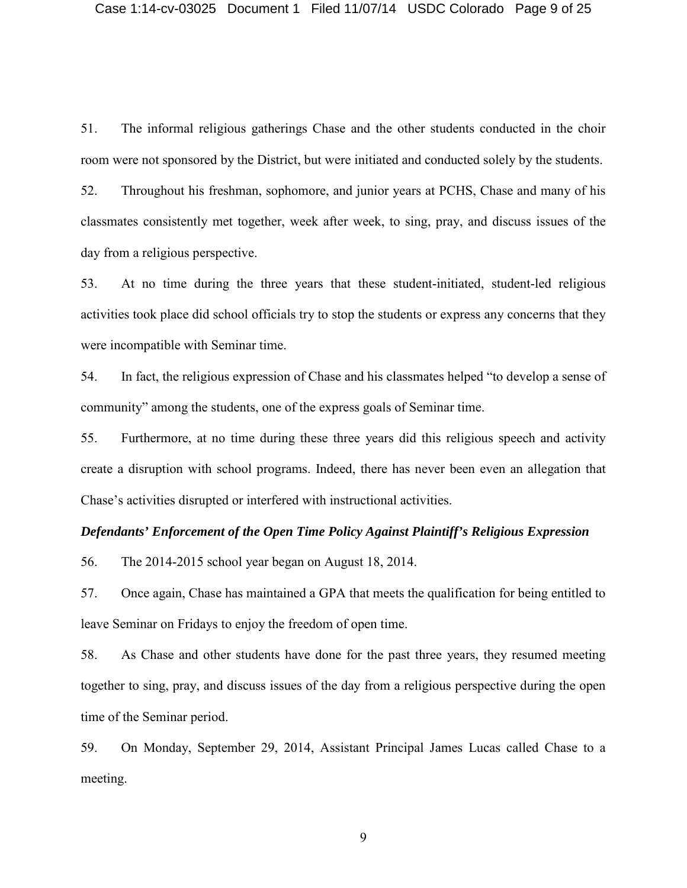51. The informal religious gatherings Chase and the other students conducted in the choir room were not sponsored by the District, but were initiated and conducted solely by the students.

52. Throughout his freshman, sophomore, and junior years at PCHS, Chase and many of his classmates consistently met together, week after week, to sing, pray, and discuss issues of the day from a religious perspective.

53. At no time during the three years that these student-initiated, student-led religious activities took place did school officials try to stop the students or express any concerns that they were incompatible with Seminar time.

54. In fact, the religious expression of Chase and his classmates helped "to develop a sense of community" among the students, one of the express goals of Seminar time.

55. Furthermore, at no time during these three years did this religious speech and activity create a disruption with school programs. Indeed, there has never been even an allegation that Chase's activities disrupted or interfered with instructional activities.

***Defendants' Enforcement of the Open Time Policy Against Plaintiff's Religious Expression***

56. The 2014-2015 school year began on August 18, 2014.

57. Once again, Chase has maintained a GPA that meets the qualification for being entitled to leave Seminar on Fridays to enjoy the freedom of open time.

58. As Chase and other students have done for the past three years, they resumed meeting together to sing, pray, and discuss issues of the day from a religious perspective during the open time of the Seminar period.

59. On Monday, September 29, 2014, Assistant Principal James Lucas called Chase to a meeting.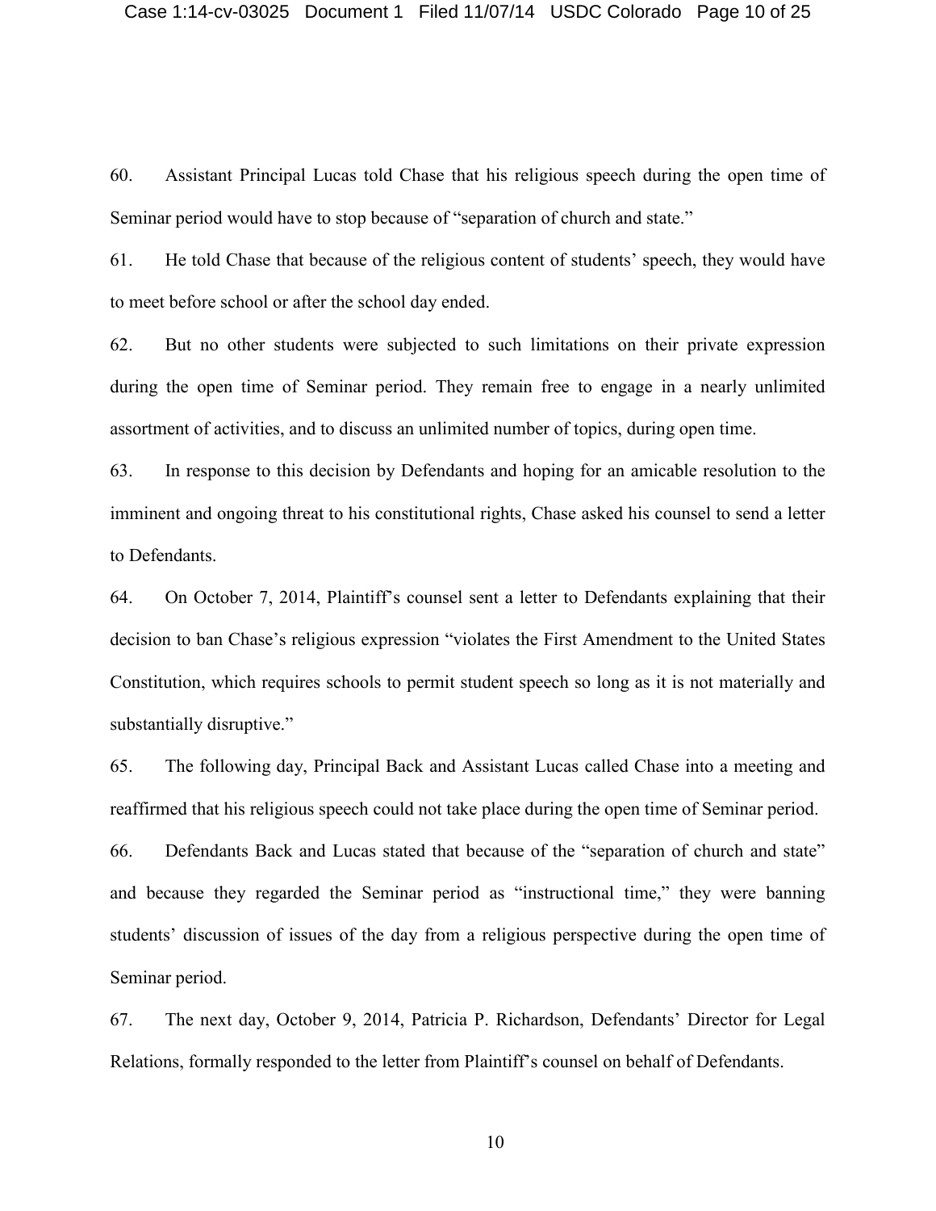60. Assistant Principal Lucas told Chase that his religious speech during the open time of Seminar period would have to stop because of "separation of church and state."

61. He told Chase that because of the religious content of students' speech, they would have to meet before school or after the school day ended.

62. But no other students were subjected to such limitations on their private expression during the open time of Seminar period. They remain free to engage in a nearly unlimited assortment of activities, and to discuss an unlimited number of topics, during open time.

63. In response to this decision by Defendants and hoping for an amicable resolution to the imminent and ongoing threat to his constitutional rights, Chase asked his counsel to send a letter to Defendants.

64. On October 7, 2014, Plaintiff's counsel sent a letter to Defendants explaining that their decision to ban Chase's religious expression "violates the First Amendment to the United States Constitution, which requires schools to permit student speech so long as it is not materially and substantially disruptive."

65. The following day, Principal Back and Assistant Lucas called Chase into a meeting and reaffirmed that his religious speech could not take place during the open time of Seminar period.

66. Defendants Back and Lucas stated that because of the "separation of church and state" and because they regarded the Seminar period as "instructional time," they were banning students' discussion of issues of the day from a religious perspective during the open time of Seminar period.

67. The next day, October 9, 2014, Patricia P. Richardson, Defendants' Director for Legal Relations, formally responded to the letter from Plaintiff's counsel on behalf of Defendants.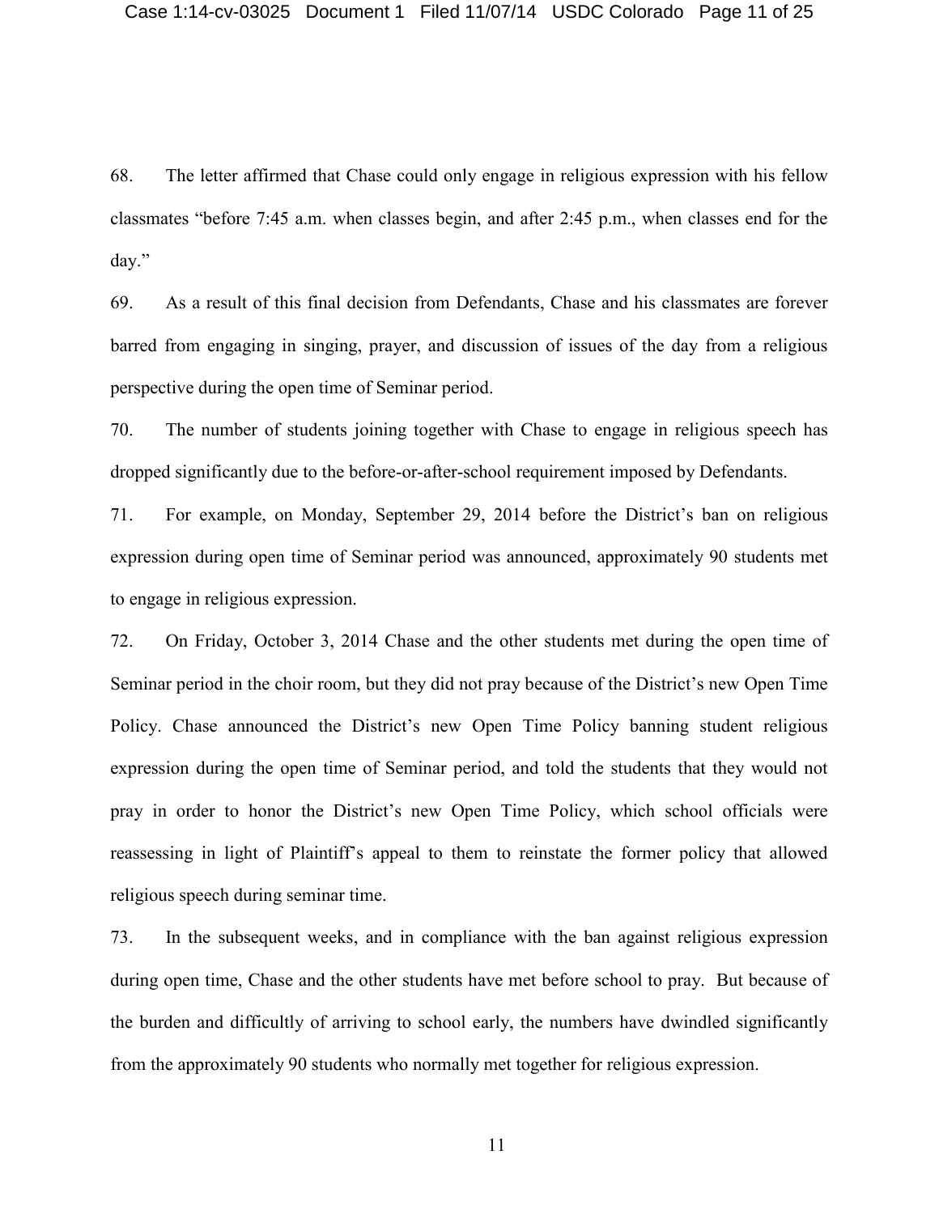68. The letter affirmed that Chase could only engage in religious expression with his fellow classmates "before 7:45 a.m. when classes begin, and after 2:45 p.m., when classes end for the day."

69. As a result of this final decision from Defendants, Chase and his classmates are forever barred from engaging in singing, prayer, and discussion of issues of the day from a religious perspective during the open time of Seminar period.

70. The number of students joining together with Chase to engage in religious speech has dropped significantly due to the before-or-after-school requirement imposed by Defendants.

71. For example, on Monday, September 29, 2014 before the District's ban on religious expression during open time of Seminar period was announced, approximately 90 students met to engage in religious expression.

72. On Friday, October 3, 2014 Chase and the other students met during the open time of Seminar period in the choir room, but they did not pray because of the District's new Open Time Policy. Chase announced the District's new Open Time Policy banning student religious expression during the open time of Seminar period, and told the students that they would not pray in order to honor the District's new Open Time Policy, which school officials were reassessing in light of Plaintiff's appeal to them to reinstate the former policy that allowed religious speech during seminar time.

73. In the subsequent weeks, and in compliance with the ban against religious expression during open time, Chase and the other students have met before school to pray. But because of the burden and difficultly of arriving to school early, the numbers have dwindled significantly from the approximately 90 students who normally met together for religious expression.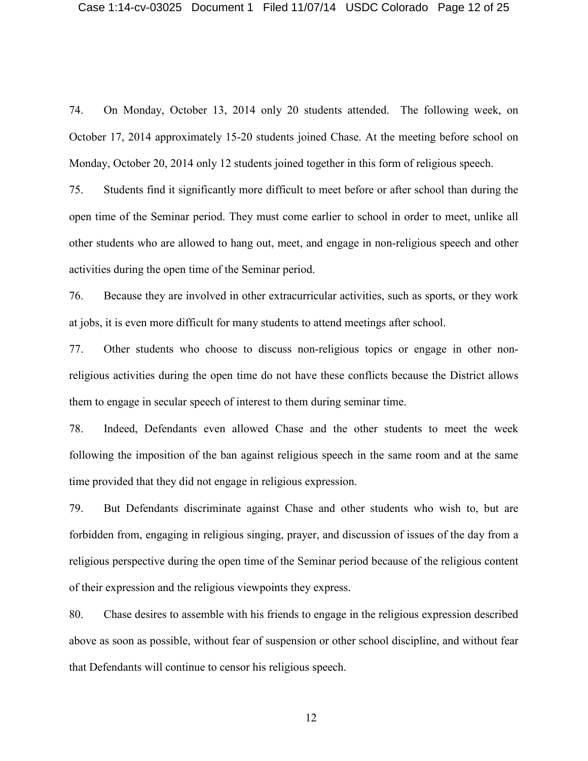74. On Monday, October 13, 2014 only 20 students attended. The following week, on October 17, 2014 approximately 15-20 students joined Chase. At the meeting before school on Monday, October 20, 2014 only 12 students joined together in this form of religious speech.

75. Students find it significantly more difficult to meet before or after school than during the open time of the Seminar period. They must come earlier to school in order to meet, unlike all other students who are allowed to hang out, meet, and engage in non-religious speech and other activities during the open time of the Seminar period.

76. Because they are involved in other extracurricular activities, such as sports, or they work at jobs, it is even more difficult for many students to attend meetings after school.

77. Other students who choose to discuss non-religious topics or engage in other non-religious activities during the open time do not have these conflicts because the District allows them to engage in secular speech of interest to them during seminar time.

78. Indeed, Defendants even allowed Chase and the other students to meet the week following the imposition of the ban against religious speech in the same room and at the same time provided that they did not engage in religious expression.

79. But Defendants discriminate against Chase and other students who wish to, but are forbidden from, engaging in religious singing, prayer, and discussion of issues of the day from a religious perspective during the open time of the Seminar period because of the religious content of their expression and the religious viewpoints they express.

80. Chase desires to assemble with his friends to engage in the religious expression described above as soon as possible, without fear of suspension or other school discipline, and without fear that Defendants will continue to censor his religious speech.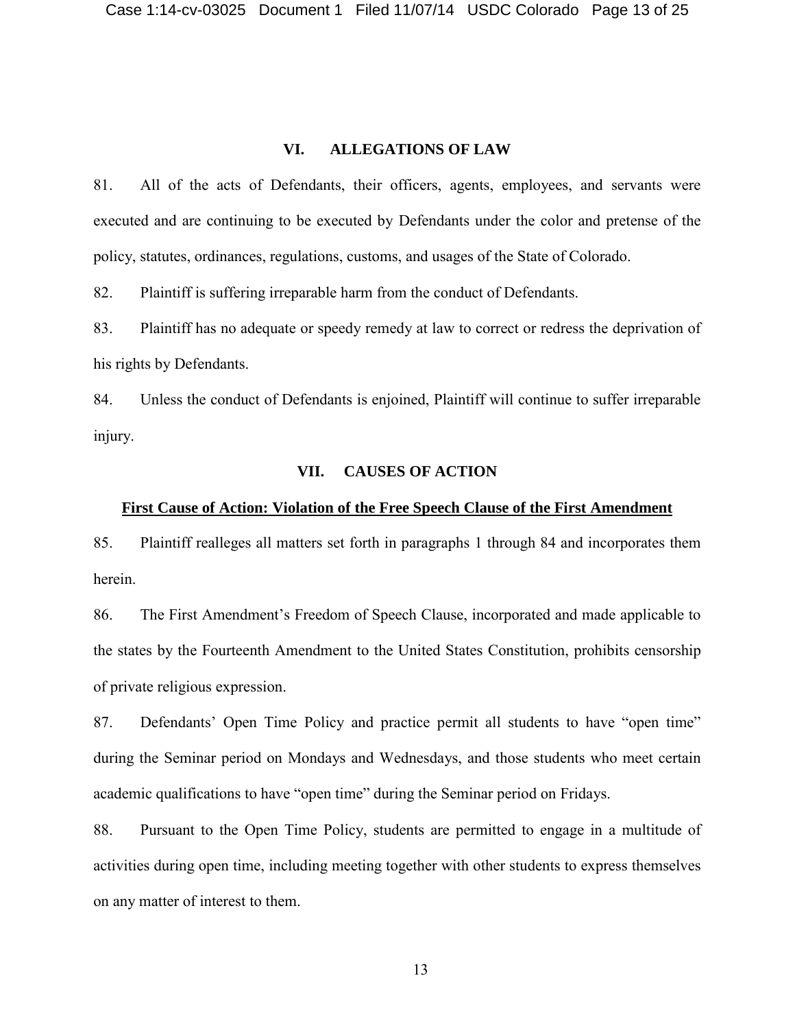## VI. ALLEGATIONS OF LAW

81. All of the acts of Defendants, their officers, agents, employees, and servants were executed and are continuing to be executed by Defendants under the color and pretense of the policy, statutes, ordinances, regulations, customs, and usages of the State of Colorado.

82. Plaintiff is suffering irreparable harm from the conduct of Defendants.

83. Plaintiff has no adequate or speedy remedy at law to correct or redress the deprivation of his rights by Defendants.

84. Unless the conduct of Defendants is enjoined, Plaintiff will continue to suffer irreparable injury.

## VII. CAUSES OF ACTION

**First Cause of Action: Violation of the Free Speech Clause of the First Amendment**

85. Plaintiff realleges all matters set forth in paragraphs 1 through 84 and incorporates them herein.

86. The First Amendment's Freedom of Speech Clause, incorporated and made applicable to the states by the Fourteenth Amendment to the United States Constitution, prohibits censorship of private religious expression.

87. Defendants' Open Time Policy and practice permit all students to have "open time" during the Seminar period on Mondays and Wednesdays, and those students who meet certain academic qualifications to have "open time" during the Seminar period on Fridays.

88. Pursuant to the Open Time Policy, students are permitted to engage in a multitude of activities during open time, including meeting together with other students to express themselves on any matter of interest to them.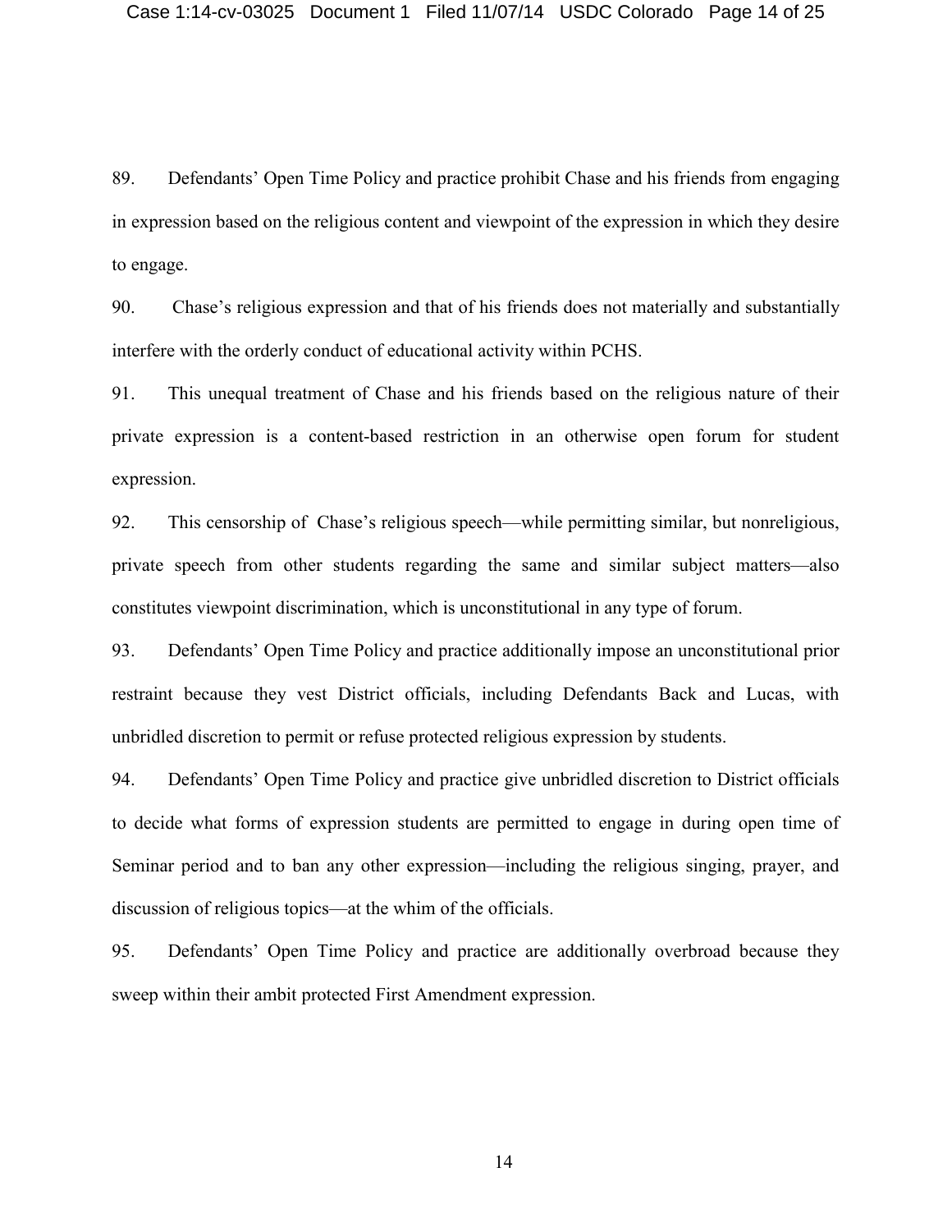89. Defendants' Open Time Policy and practice prohibit Chase and his friends from engaging in expression based on the religious content and viewpoint of the expression in which they desire to engage.

90. Chase's religious expression and that of his friends does not materially and substantially interfere with the orderly conduct of educational activity within PCHS.

91. This unequal treatment of Chase and his friends based on the religious nature of their private expression is a content-based restriction in an otherwise open forum for student expression.

92. This censorship of Chase's religious speech—while permitting similar, but nonreligious, private speech from other students regarding the same and similar subject matters—also constitutes viewpoint discrimination, which is unconstitutional in any type of forum.

93. Defendants' Open Time Policy and practice additionally impose an unconstitutional prior restraint because they vest District officials, including Defendants Back and Lucas, with unbridled discretion to permit or refuse protected religious expression by students.

94. Defendants' Open Time Policy and practice give unbridled discretion to District officials to decide what forms of expression students are permitted to engage in during open time of Seminar period and to ban any other expression—including the religious singing, prayer, and discussion of religious topics—at the whim of the officials.

95. Defendants' Open Time Policy and practice are additionally overbroad because they sweep within their ambit protected First Amendment expression.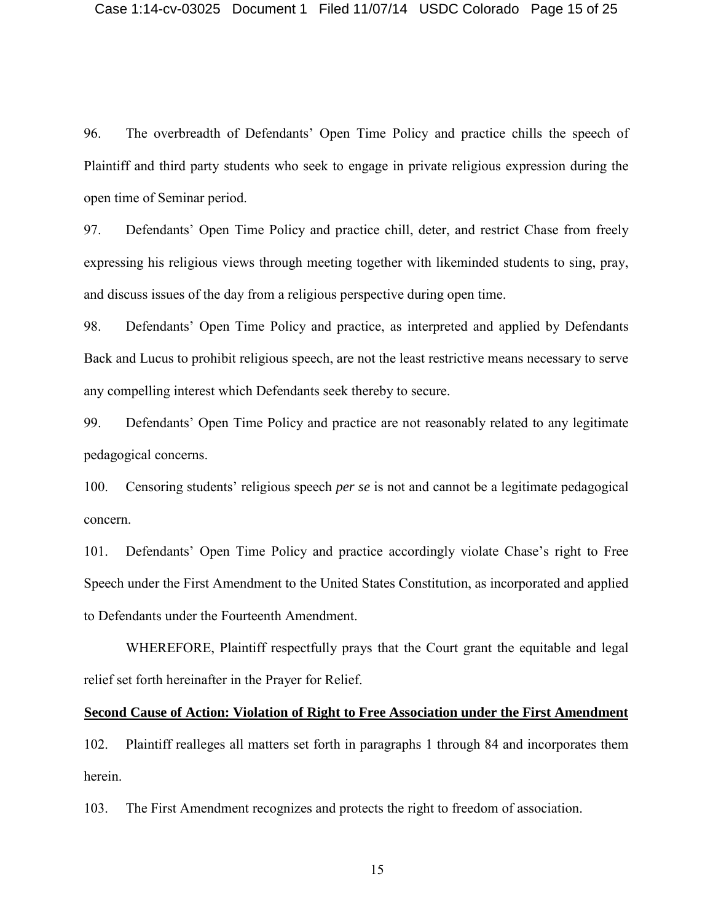96. The overbreadth of Defendants' Open Time Policy and practice chills the speech of Plaintiff and third party students who seek to engage in private religious expression during the open time of Seminar period.

97. Defendants' Open Time Policy and practice chill, deter, and restrict Chase from freely expressing his religious views through meeting together with likeminded students to sing, pray, and discuss issues of the day from a religious perspective during open time.

98. Defendants' Open Time Policy and practice, as interpreted and applied by Defendants Back and Lucus to prohibit religious speech, are not the least restrictive means necessary to serve any compelling interest which Defendants seek thereby to secure.

99. Defendants' Open Time Policy and practice are not reasonably related to any legitimate pedagogical concerns.

100. Censoring students' religious speech *per se* is not and cannot be a legitimate pedagogical concern.

101. Defendants' Open Time Policy and practice accordingly violate Chase's right to Free Speech under the First Amendment to the United States Constitution, as incorporated and applied to Defendants under the Fourteenth Amendment.

WHEREFORE, Plaintiff respectfully prays that the Court grant the equitable and legal relief set forth hereinafter in the Prayer for Relief.

**Second Cause of Action: Violation of Right to Free Association under the First Amendment**

102. Plaintiff realleges all matters set forth in paragraphs 1 through 84 and incorporates them herein.

103. The First Amendment recognizes and protects the right to freedom of association.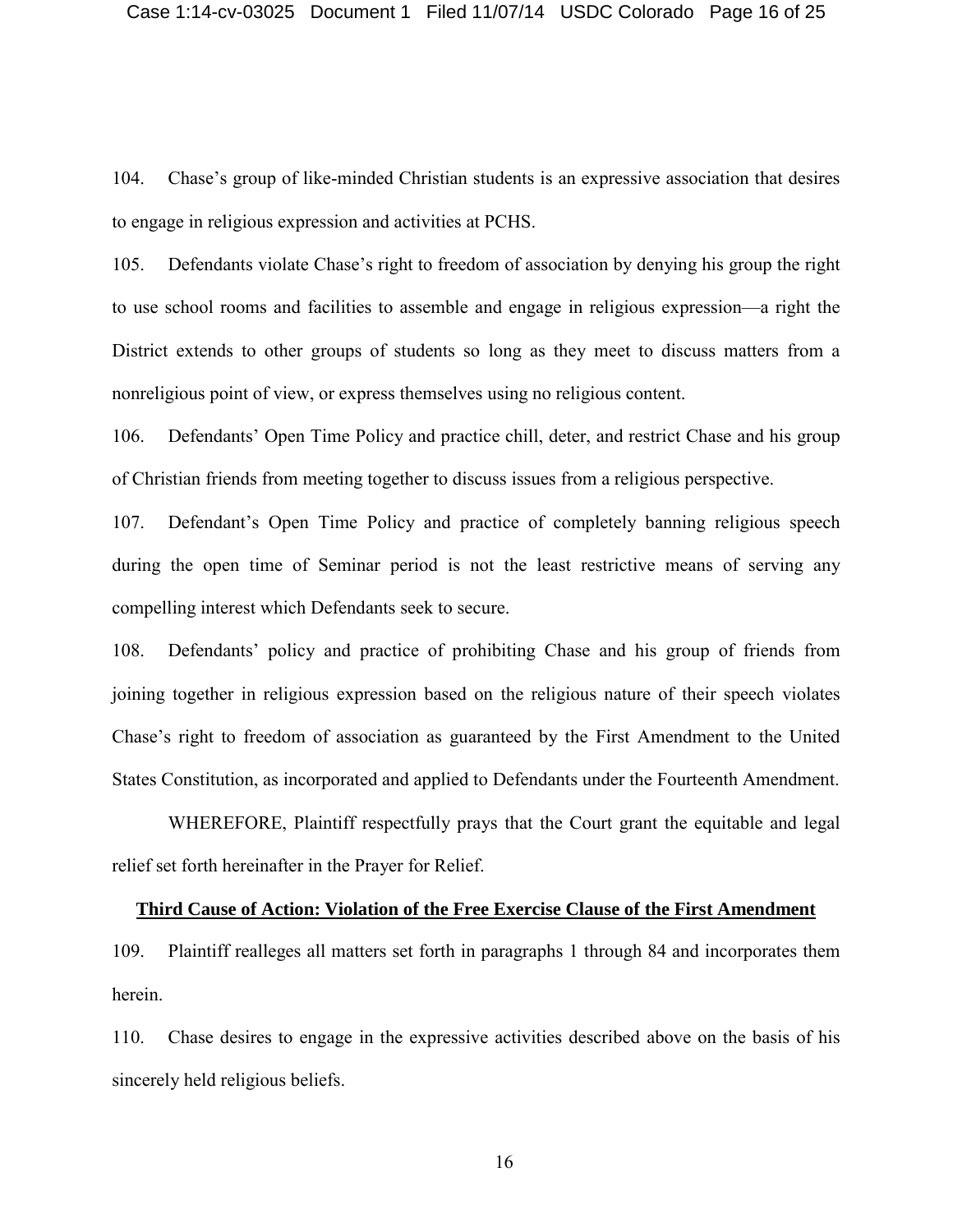104. Chase's group of like-minded Christian students is an expressive association that desires to engage in religious expression and activities at PCHS.

105. Defendants violate Chase's right to freedom of association by denying his group the right to use school rooms and facilities to assemble and engage in religious expression—a right the District extends to other groups of students so long as they meet to discuss matters from a nonreligious point of view, or express themselves using no religious content.

106. Defendants' Open Time Policy and practice chill, deter, and restrict Chase and his group of Christian friends from meeting together to discuss issues from a religious perspective.

107. Defendant's Open Time Policy and practice of completely banning religious speech during the open time of Seminar period is not the least restrictive means of serving any compelling interest which Defendants seek to secure.

108. Defendants' policy and practice of prohibiting Chase and his group of friends from joining together in religious expression based on the religious nature of their speech violates Chase's right to freedom of association as guaranteed by the First Amendment to the United States Constitution, as incorporated and applied to Defendants under the Fourteenth Amendment.

WHEREFORE, Plaintiff respectfully prays that the Court grant the equitable and legal relief set forth hereinafter in the Prayer for Relief.

**Third Cause of Action: Violation of the Free Exercise Clause of the First Amendment**

109. Plaintiff realleges all matters set forth in paragraphs 1 through 84 and incorporates them herein.

110. Chase desires to engage in the expressive activities described above on the basis of his sincerely held religious beliefs.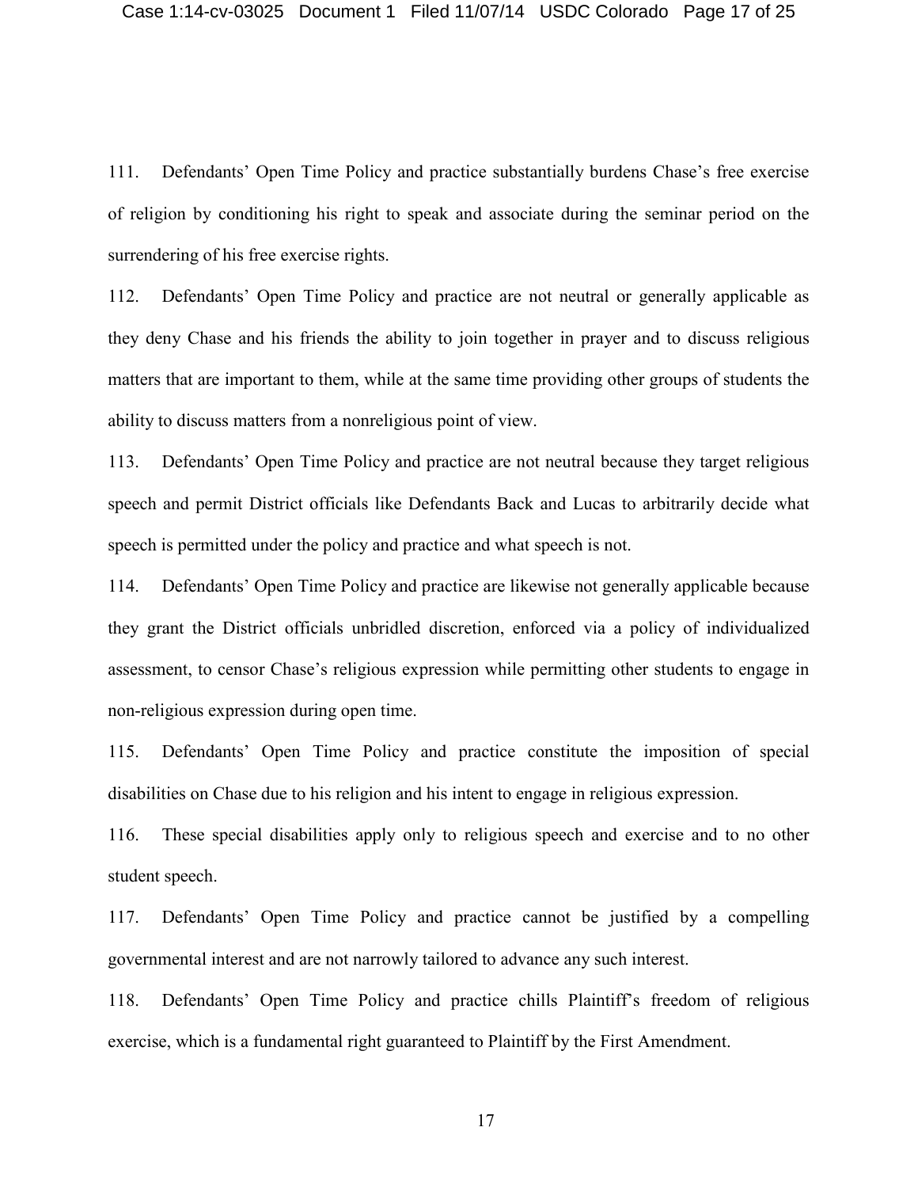111. Defendants' Open Time Policy and practice substantially burdens Chase's free exercise of religion by conditioning his right to speak and associate during the seminar period on the surrendering of his free exercise rights.

112. Defendants' Open Time Policy and practice are not neutral or generally applicable as they deny Chase and his friends the ability to join together in prayer and to discuss religious matters that are important to them, while at the same time providing other groups of students the ability to discuss matters from a nonreligious point of view.

113. Defendants' Open Time Policy and practice are not neutral because they target religious speech and permit District officials like Defendants Back and Lucas to arbitrarily decide what speech is permitted under the policy and practice and what speech is not.

114. Defendants' Open Time Policy and practice are likewise not generally applicable because they grant the District officials unbridled discretion, enforced via a policy of individualized assessment, to censor Chase's religious expression while permitting other students to engage in non-religious expression during open time.

115. Defendants' Open Time Policy and practice constitute the imposition of special disabilities on Chase due to his religion and his intent to engage in religious expression.

116. These special disabilities apply only to religious speech and exercise and to no other student speech.

117. Defendants' Open Time Policy and practice cannot be justified by a compelling governmental interest and are not narrowly tailored to advance any such interest.

118. Defendants' Open Time Policy and practice chills Plaintiff's freedom of religious exercise, which is a fundamental right guaranteed to Plaintiff by the First Amendment.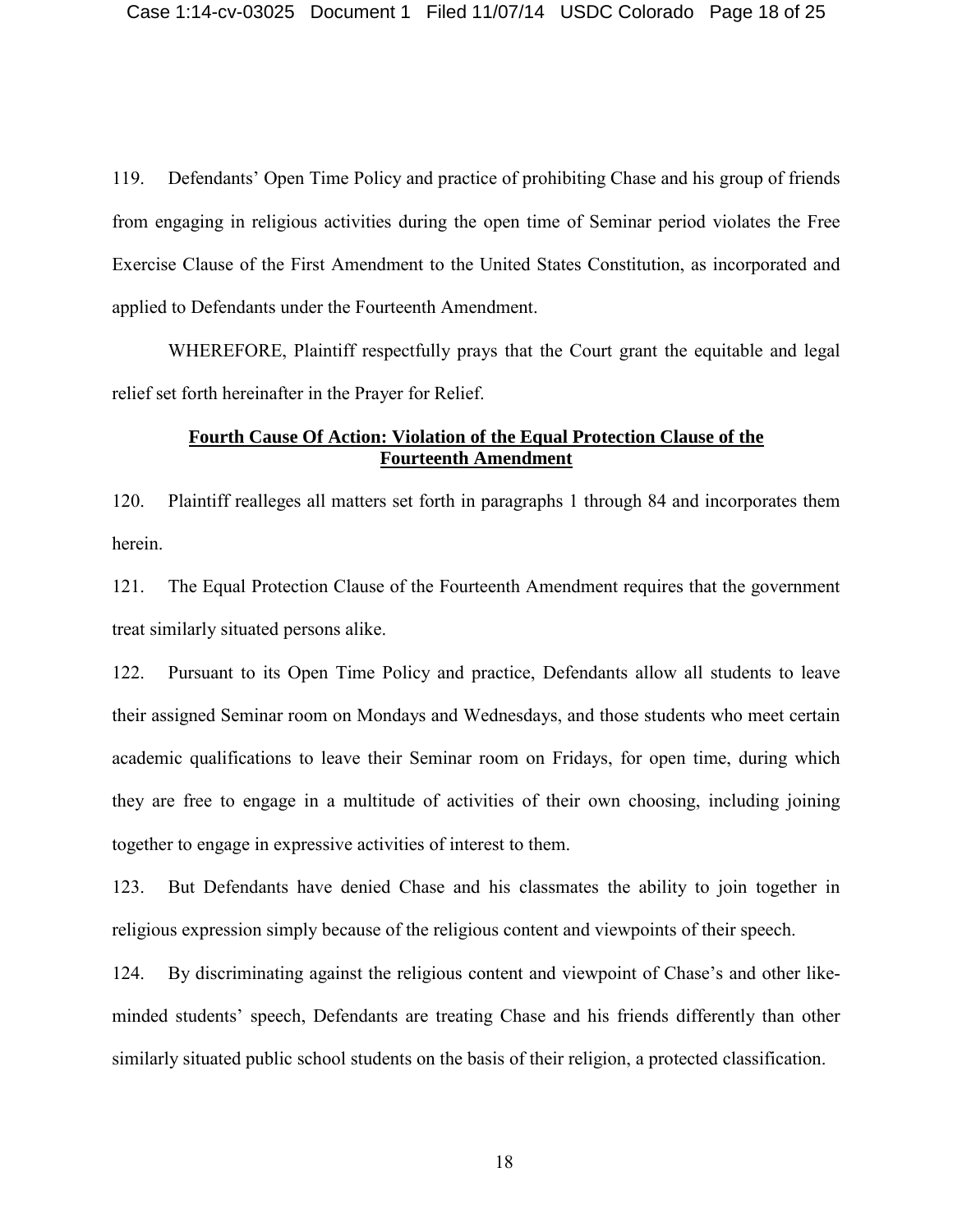119. Defendants' Open Time Policy and practice of prohibiting Chase and his group of friends from engaging in religious activities during the open time of Seminar period violates the Free Exercise Clause of the First Amendment to the United States Constitution, as incorporated and applied to Defendants under the Fourteenth Amendment.

WHEREFORE, Plaintiff respectfully prays that the Court grant the equitable and legal relief set forth hereinafter in the Prayer for Relief.

**Fourth Cause Of Action: Violation of the Equal Protection Clause of the Fourteenth Amendment**

120. Plaintiff realleges all matters set forth in paragraphs 1 through 84 and incorporates them herein.

121. The Equal Protection Clause of the Fourteenth Amendment requires that the government treat similarly situated persons alike.

122. Pursuant to its Open Time Policy and practice, Defendants allow all students to leave their assigned Seminar room on Mondays and Wednesdays, and those students who meet certain academic qualifications to leave their Seminar room on Fridays, for open time, during which they are free to engage in a multitude of activities of their own choosing, including joining together to engage in expressive activities of interest to them.

123. But Defendants have denied Chase and his classmates the ability to join together in religious expression simply because of the religious content and viewpoints of their speech.

124. By discriminating against the religious content and viewpoint of Chase's and other like-minded students' speech, Defendants are treating Chase and his friends differently than other similarly situated public school students on the basis of their religion, a protected classification.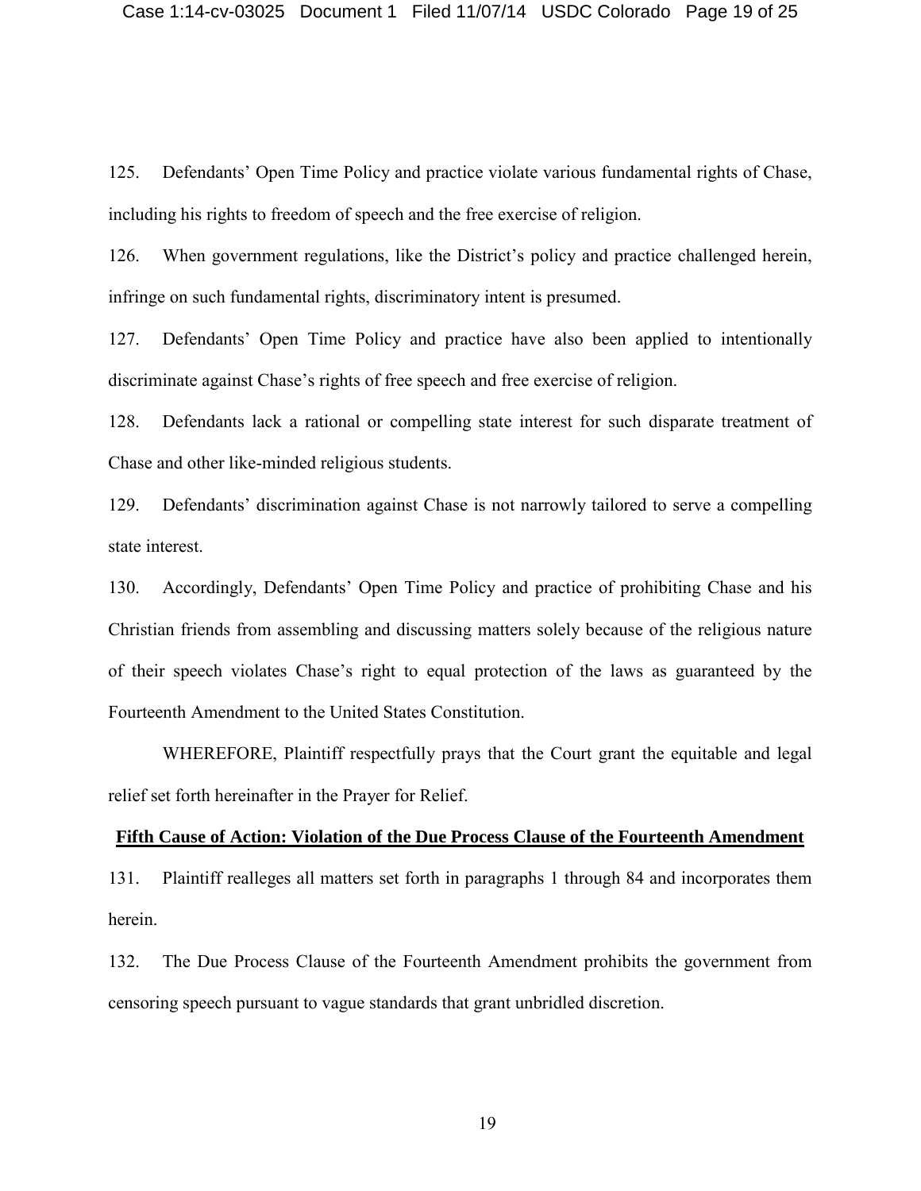125. Defendants' Open Time Policy and practice violate various fundamental rights of Chase, including his rights to freedom of speech and the free exercise of religion.

126. When government regulations, like the District's policy and practice challenged herein, infringe on such fundamental rights, discriminatory intent is presumed.

127. Defendants' Open Time Policy and practice have also been applied to intentionally discriminate against Chase's rights of free speech and free exercise of religion.

128. Defendants lack a rational or compelling state interest for such disparate treatment of Chase and other like-minded religious students.

129. Defendants' discrimination against Chase is not narrowly tailored to serve a compelling state interest.

130. Accordingly, Defendants' Open Time Policy and practice of prohibiting Chase and his Christian friends from assembling and discussing matters solely because of the religious nature of their speech violates Chase's right to equal protection of the laws as guaranteed by the Fourteenth Amendment to the United States Constitution.

WHEREFORE, Plaintiff respectfully prays that the Court grant the equitable and legal relief set forth hereinafter in the Prayer for Relief.

## Fifth Cause of Action: Violation of the Due Process Clause of the Fourteenth Amendment

131. Plaintiff realleges all matters set forth in paragraphs 1 through 84 and incorporates them herein.

132. The Due Process Clause of the Fourteenth Amendment prohibits the government from censoring speech pursuant to vague standards that grant unbridled discretion.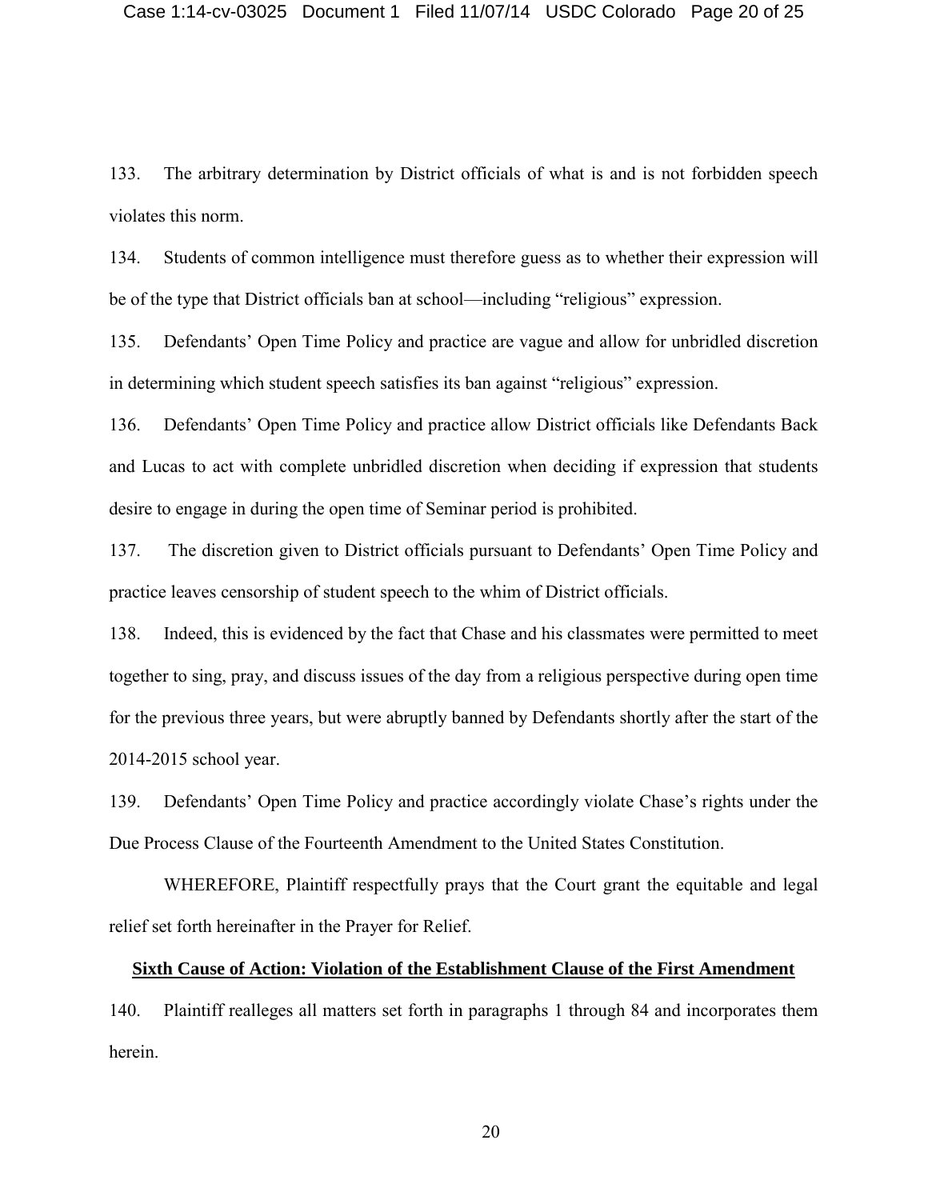133. The arbitrary determination by District officials of what is and is not forbidden speech violates this norm.

134. Students of common intelligence must therefore guess as to whether their expression will be of the type that District officials ban at school—including "religious" expression.

135. Defendants' Open Time Policy and practice are vague and allow for unbridled discretion in determining which student speech satisfies its ban against "religious" expression.

136. Defendants' Open Time Policy and practice allow District officials like Defendants Back and Lucas to act with complete unbridled discretion when deciding if expression that students desire to engage in during the open time of Seminar period is prohibited.

137. The discretion given to District officials pursuant to Defendants' Open Time Policy and practice leaves censorship of student speech to the whim of District officials.

138. Indeed, this is evidenced by the fact that Chase and his classmates were permitted to meet together to sing, pray, and discuss issues of the day from a religious perspective during open time for the previous three years, but were abruptly banned by Defendants shortly after the start of the 2014-2015 school year.

139. Defendants' Open Time Policy and practice accordingly violate Chase's rights under the Due Process Clause of the Fourteenth Amendment to the United States Constitution.

WHEREFORE, Plaintiff respectfully prays that the Court grant the equitable and legal relief set forth hereinafter in the Prayer for Relief.

**Sixth Cause of Action: Violation of the Establishment Clause of the First Amendment**

140. Plaintiff realleges all matters set forth in paragraphs 1 through 84 and incorporates them herein.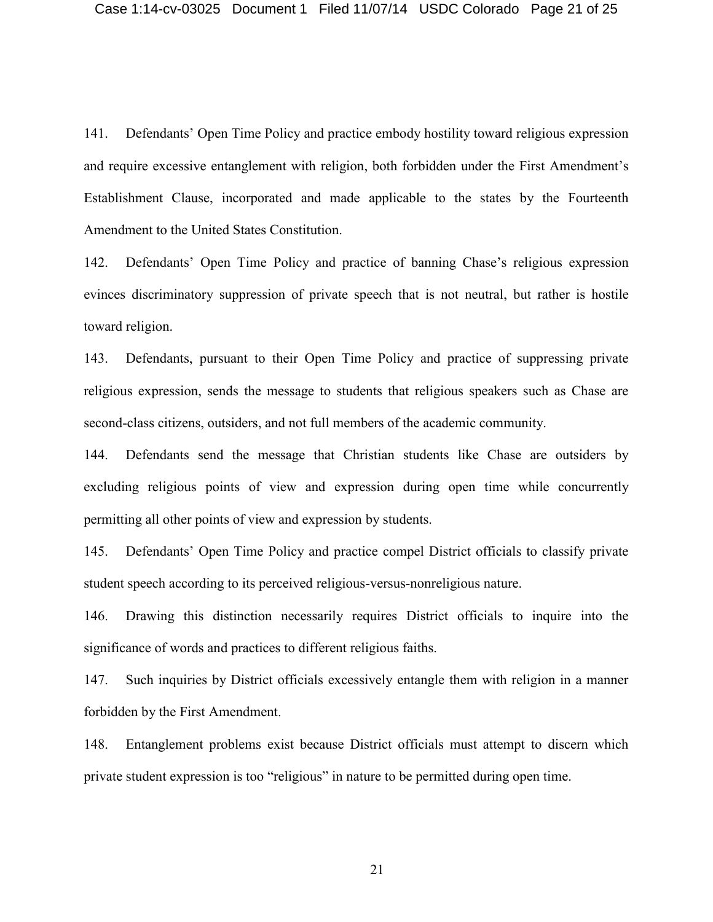141. Defendants' Open Time Policy and practice embody hostility toward religious expression and require excessive entanglement with religion, both forbidden under the First Amendment's Establishment Clause, incorporated and made applicable to the states by the Fourteenth Amendment to the United States Constitution.

142. Defendants' Open Time Policy and practice of banning Chase's religious expression evinces discriminatory suppression of private speech that is not neutral, but rather is hostile toward religion.

143. Defendants, pursuant to their Open Time Policy and practice of suppressing private religious expression, sends the message to students that religious speakers such as Chase are second-class citizens, outsiders, and not full members of the academic community.

144. Defendants send the message that Christian students like Chase are outsiders by excluding religious points of view and expression during open time while concurrently permitting all other points of view and expression by students.

145. Defendants' Open Time Policy and practice compel District officials to classify private student speech according to its perceived religious-versus-nonreligious nature.

146. Drawing this distinction necessarily requires District officials to inquire into the significance of words and practices to different religious faiths.

147. Such inquiries by District officials excessively entangle them with religion in a manner forbidden by the First Amendment.

148. Entanglement problems exist because District officials must attempt to discern which private student expression is too "religious" in nature to be permitted during open time.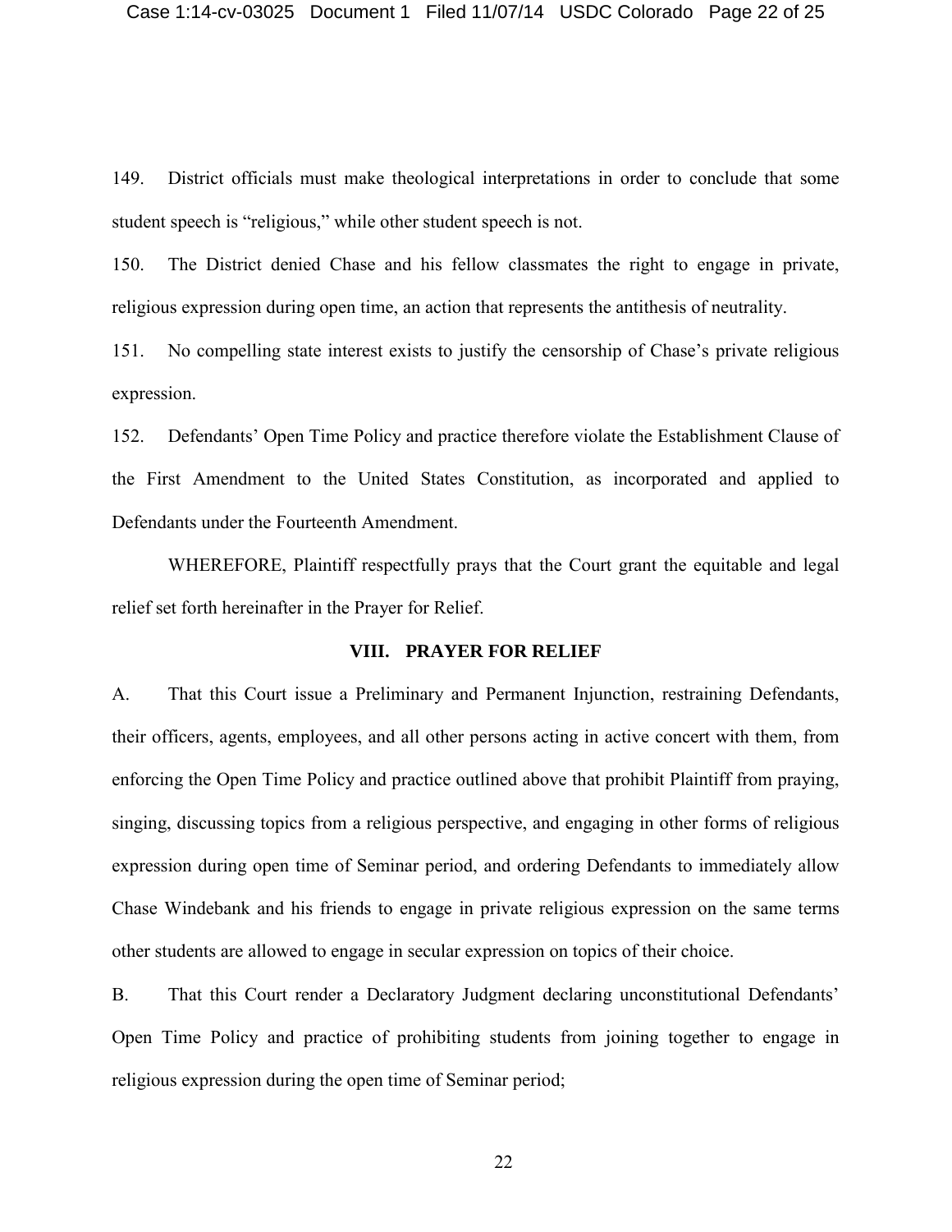149. District officials must make theological interpretations in order to conclude that some student speech is "religious," while other student speech is not.

150. The District denied Chase and his fellow classmates the right to engage in private, religious expression during open time, an action that represents the antithesis of neutrality.

151. No compelling state interest exists to justify the censorship of Chase's private religious expression.

152. Defendants' Open Time Policy and practice therefore violate the Establishment Clause of the First Amendment to the United States Constitution, as incorporated and applied to Defendants under the Fourteenth Amendment.

WHEREFORE, Plaintiff respectfully prays that the Court grant the equitable and legal relief set forth hereinafter in the Prayer for Relief.

## VIII. PRAYER FOR RELIEF

A. That this Court issue a Preliminary and Permanent Injunction, restraining Defendants, their officers, agents, employees, and all other persons acting in active concert with them, from enforcing the Open Time Policy and practice outlined above that prohibit Plaintiff from praying, singing, discussing topics from a religious perspective, and engaging in other forms of religious expression during open time of Seminar period, and ordering Defendants to immediately allow Chase Windebank and his friends to engage in private religious expression on the same terms other students are allowed to engage in secular expression on topics of their choice.

B. That this Court render a Declaratory Judgment declaring unconstitutional Defendants' Open Time Policy and practice of prohibiting students from joining together to engage in religious expression during the open time of Seminar period;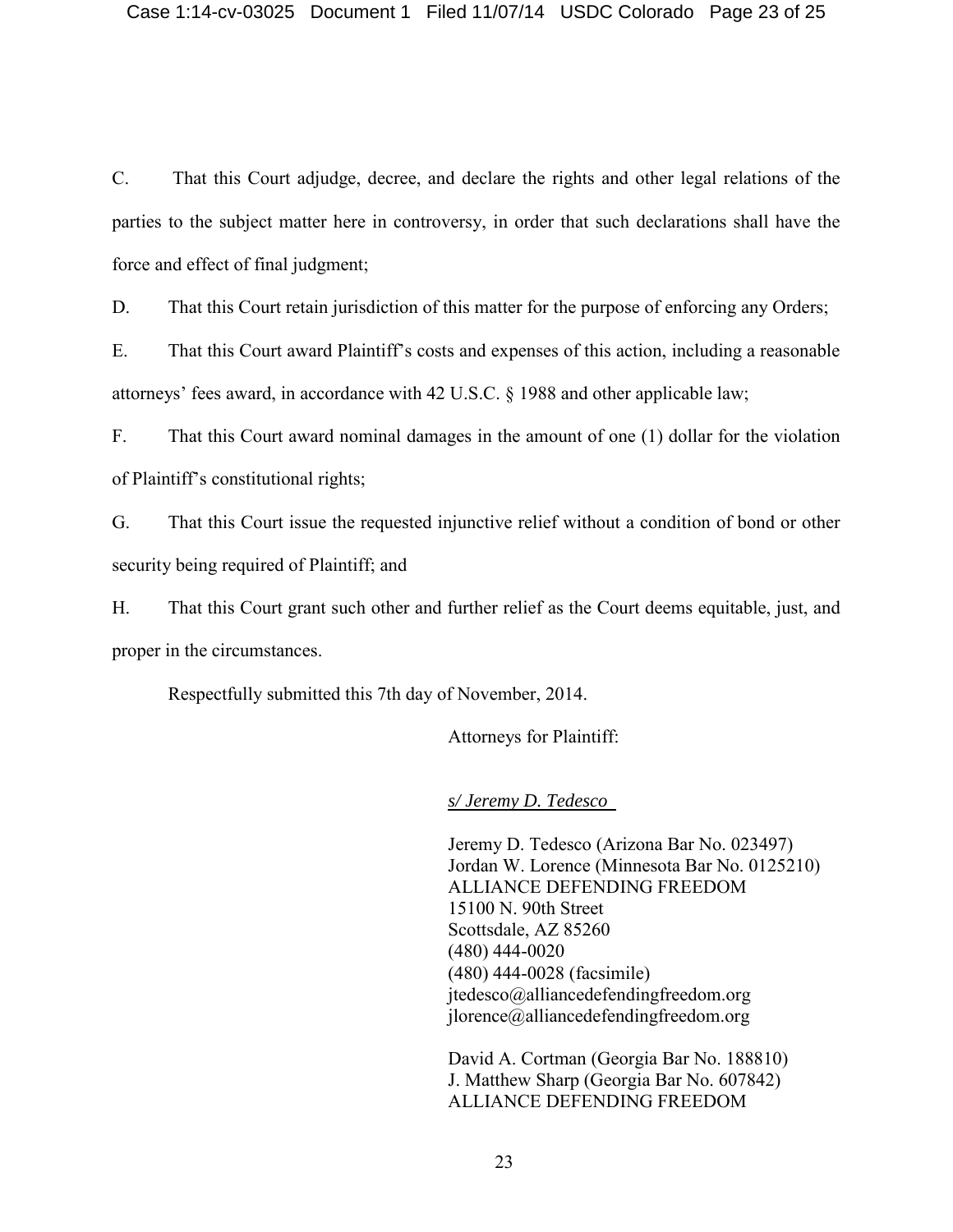C. That this Court adjudge, decree, and declare the rights and other legal relations of the parties to the subject matter here in controversy, in order that such declarations shall have the force and effect of final judgment;

D. That this Court retain jurisdiction of this matter for the purpose of enforcing any Orders;

E. That this Court award Plaintiff's costs and expenses of this action, including a reasonable attorneys' fees award, in accordance with 42 U.S.C. § 1988 and other applicable law;

F. That this Court award nominal damages in the amount of one (1) dollar for the violation of Plaintiff's constitutional rights;

G. That this Court issue the requested injunctive relief without a condition of bond or other security being required of Plaintiff; and

H. That this Court grant such other and further relief as the Court deems equitable, just, and proper in the circumstances.

Respectfully submitted this 7th day of November, 2014.

Attorneys for Plaintiff:

*s/ Jeremy D. Tedesco*

Jeremy D. Tedesco (Arizona Bar No. 023497)
Jordan W. Lorence (Minnesota Bar No. 0125210)
ALLIANCE DEFENDING FREEDOM
15100 N. 90th Street
Scottsdale, AZ 85260
(480) 444-0020
(480) 444-0028 (facsimile)
jtedesco@alliancedefendingfreedom.org
jlorence@alliancedefendingfreedom.org

David A. Cortman (Georgia Bar No. 188810)
J. Matthew Sharp (Georgia Bar No. 607842)
ALLIANCE DEFENDING FREEDOM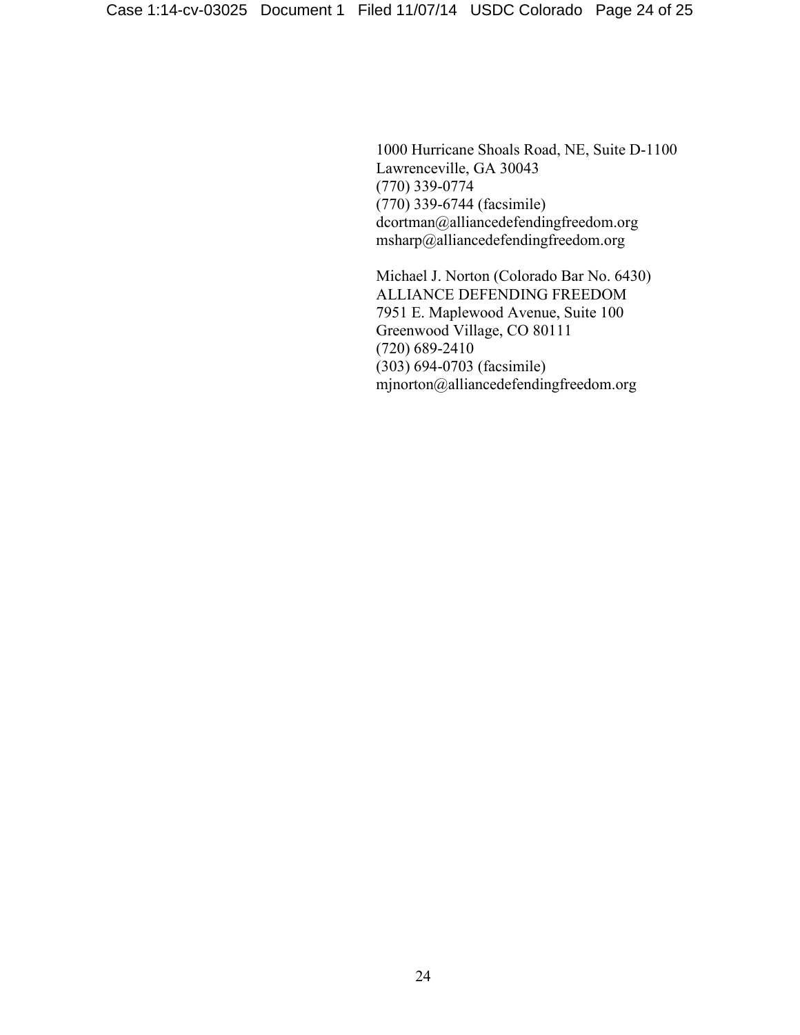1000 Hurricane Shoals Road, NE, Suite D-1100
Lawrenceville, GA 30043
(770) 339-0774
(770) 339-6744 (facsimile)
dcortman@alliancedefendingfreedom.org
msharp@alliancedefendingfreedom.org

Michael J. Norton (Colorado Bar No. 6430)
ALLIANCE DEFENDING FREEDOM
7951 E. Maplewood Avenue, Suite 100
Greenwood Village, CO 80111
(720) 689-2410
(303) 694-0703 (facsimile)
mjnorton@alliancedefendingfreedom.org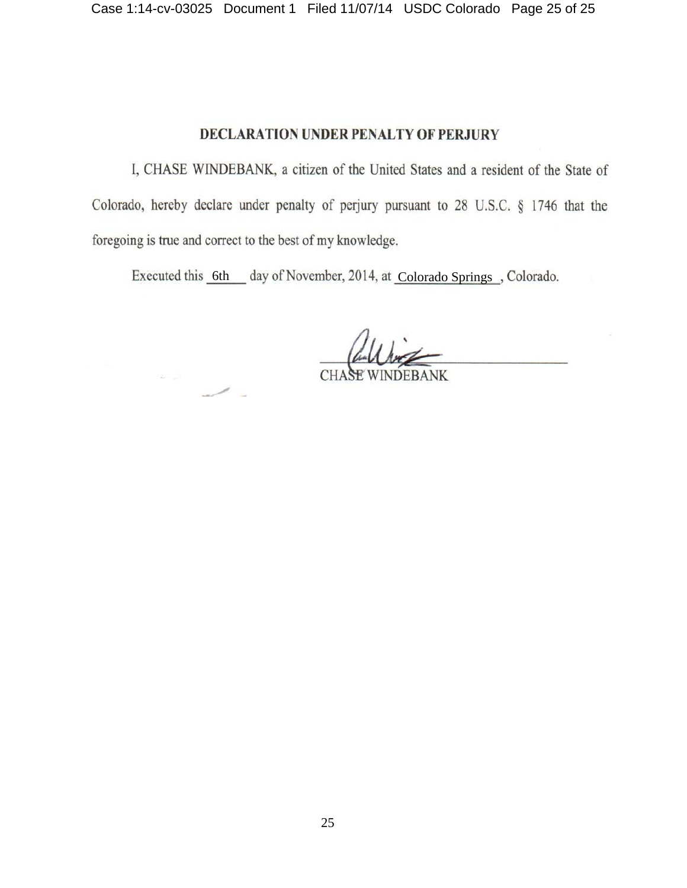## DECLARATION UNDER PENALTY OF PERJURY

I, CHASE WINDEBANK, a citizen of the United States and a resident of the State of Colorado, hereby declare under penalty of perjury pursuant to 28 U.S.C. § 1746 that the foregoing is true and correct to the best of my knowledge.

Executed this 6th day of November, 2014, at Colorado Springs, Colorado.

CHASE WINDEBANK